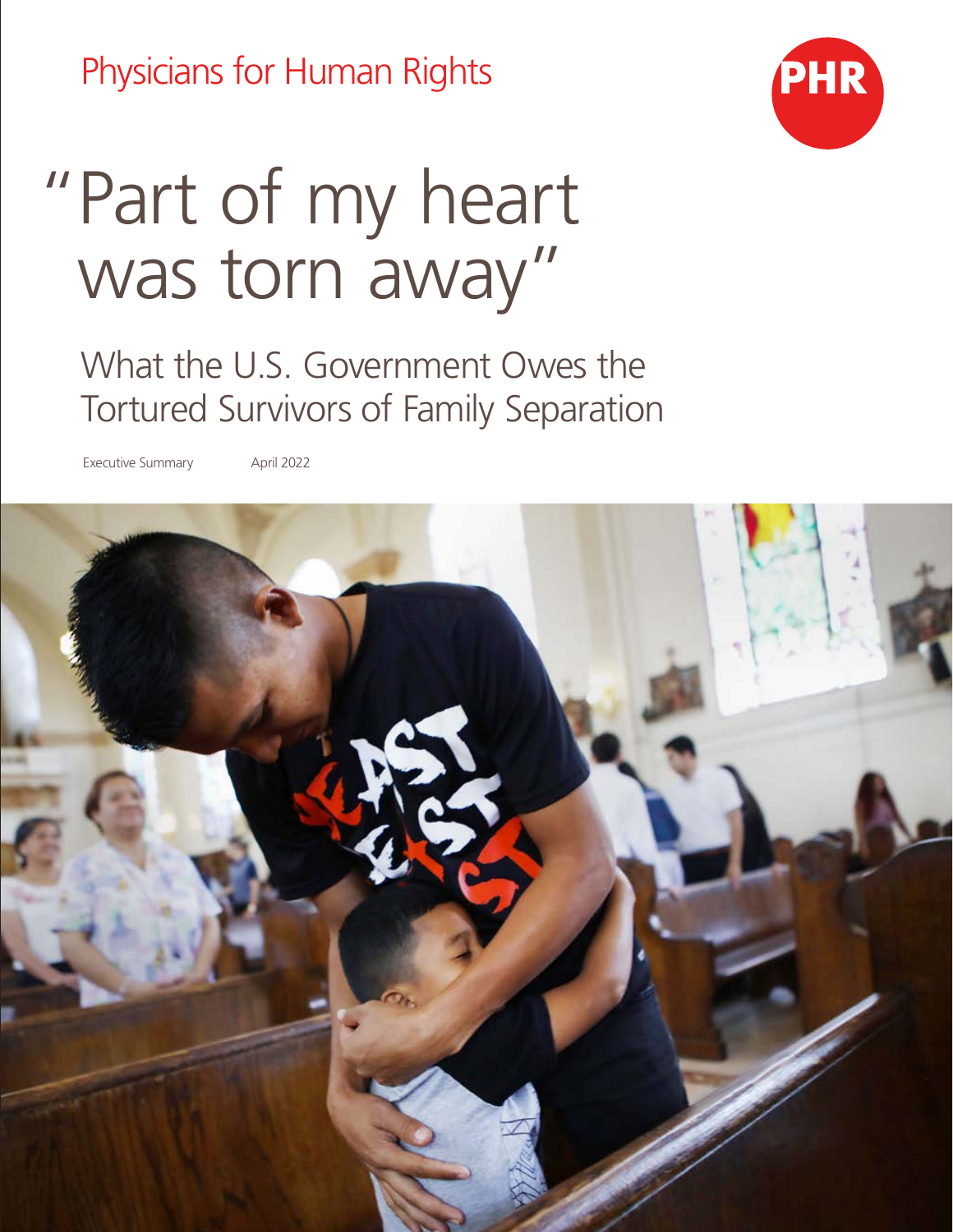Physicians for Human Rights

PHR

# "Part of my heart was torn away"

## What the U.S. Government Owes the Tortured Survivors of Family Separation

Executive Summary

April 2022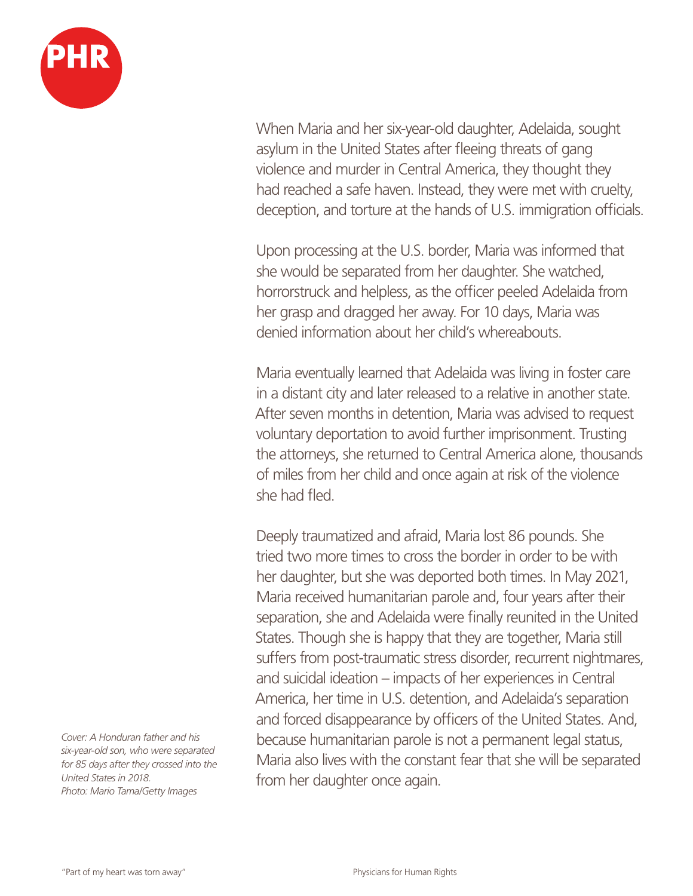When Maria and her six-year-old daughter, Adelaida, sought asylum in the United States after fleeing threats of gang violence and murder in Central America, they thought they had reached a safe haven. Instead, they were met with cruelty, deception, and torture at the hands of U.S. immigration officials.

Upon processing at the U.S. border, Maria was informed that she would be separated from her daughter. She watched, horrorstruck and helpless, as the officer peeled Adelaida from her grasp and dragged her away. For 10 days, Maria was denied information about her child's whereabouts.

Maria eventually learned that Adelaida was living in foster care in a distant city and later released to a relative in another state. After seven months in detention, Maria was advised to request voluntary deportation to avoid further imprisonment. Trusting the attorneys, she returned to Central America alone, thousands of miles from her child and once again at risk of the violence she had fled.

Deeply traumatized and afraid, Maria lost 86 pounds. She tried two more times to cross the border in order to be with her daughter, but she was deported both times. In May 2021, Maria received humanitarian parole and, four years after their separation, she and Adelaida were finally reunited in the United States. Though she is happy that they are together, Maria still suffers from post-traumatic stress disorder, recurrent nightmares, and suicidal ideation – impacts of her experiences in Central America, her time in U.S. detention, and Adelaida's separation and forced disappearance by officers of the United States. And, because humanitarian parole is not a permanent legal status, Maria also lives with the constant fear that she will be separated from her daughter once again.

*Cover: A Honduran father and his six-year-old son, who were separated for 85 days after they crossed into the United States in 2018.*
*Photo: Mario Tama/Getty Images*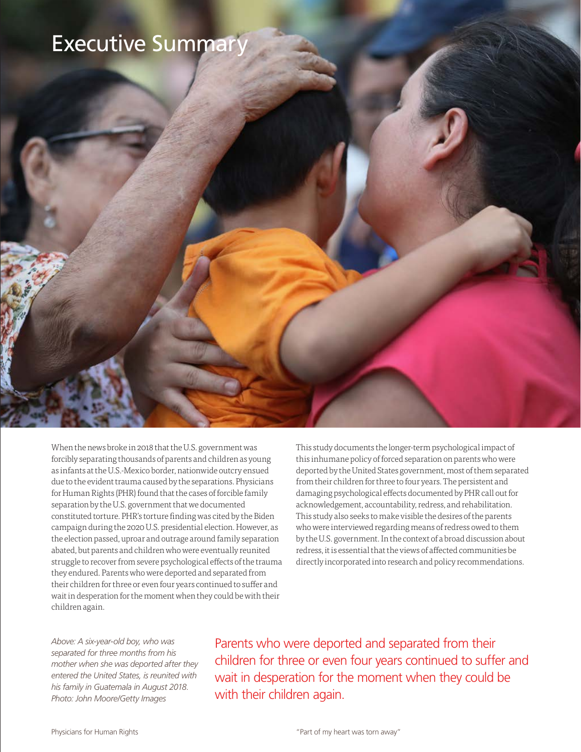# Executive Summary

When the news broke in 2018 that the U.S. government was forcibly separating thousands of parents and children as young as infants at the U.S.-Mexico border, nationwide outcry ensued due to the evident trauma caused by the separations. Physicians for Human Rights (PHR) found that the cases of forcible family separation by the U.S. government that we documented constituted torture. PHR's torture finding was cited by the Biden campaign during the 2020 U.S. presidential election. However, as the election passed, uproar and outrage around family separation abated, but parents and children who were eventually reunited struggle to recover from severe psychological effects of the trauma they endured. Parents who were deported and separated from their children for three or even four years continued to suffer and wait in desperation for the moment when they could be with their children again.

This study documents the longer-term psychological impact of this inhumane policy of forced separation on parents who were deported by the United States government, most of them separated from their children for three to four years. The persistent and damaging psychological effects documented by PHR call out for acknowledgement, accountability, redress, and rehabilitation. This study also seeks to make visible the desires of the parents who were interviewed regarding means of redress owed to them by the U.S. government. In the context of a broad discussion about redress, it is essential that the views of affected communities be directly incorporated into research and policy recommendations.

*Above: A six-year-old boy, who was separated for three months from his mother when she was deported after they entered the United States, is reunited with his family in Guatemala in August 2018. Photo: John Moore/Getty Images*

> Parents who were deported and separated from their children for three or even four years continued to suffer and wait in desperation for the moment when they could be with their children again.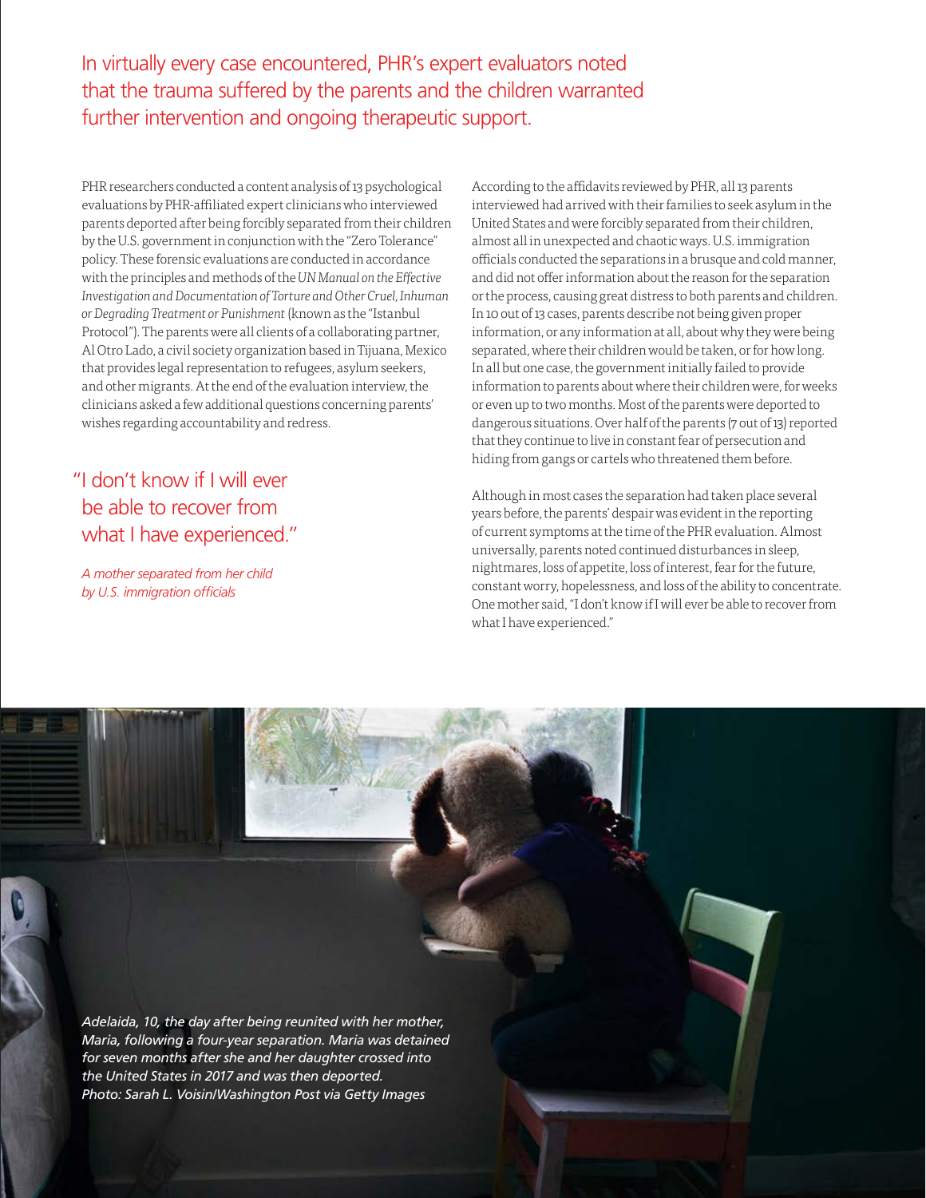In virtually every case encountered, PHR's expert evaluators noted that the trauma suffered by the parents and the children warranted further intervention and ongoing therapeutic support.

PHR researchers conducted a content analysis of 13 psychological evaluations by PHR-affiliated expert clinicians who interviewed parents deported after being forcibly separated from their children by the U.S. government in conjunction with the "Zero Tolerance" policy. These forensic evaluations are conducted in accordance with the principles and methods of the *UN Manual on the Effective Investigation and Documentation of Torture and Other Cruel, Inhuman or Degrading Treatment or Punishment* (known as the "Istanbul Protocol"). The parents were all clients of a collaborating partner, Al Otro Lado, a civil society organization based in Tijuana, Mexico that provides legal representation to refugees, asylum seekers, and other migrants. At the end of the evaluation interview, the clinicians asked a few additional questions concerning parents' wishes regarding accountability and redress.

> "I don't know if I will ever be able to recover from what I have experienced."
>
> *A mother separated from her child by U.S. immigration officials*

According to the affidavits reviewed by PHR, all 13 parents interviewed had arrived with their families to seek asylum in the United States and were forcibly separated from their children, almost all in unexpected and chaotic ways. U.S. immigration officials conducted the separations in a brusque and cold manner, and did not offer information about the reason for the separation or the process, causing great distress to both parents and children. In 10 out of 13 cases, parents describe not being given proper information, or any information at all, about why they were being separated, where their children would be taken, or for how long. In all but one case, the government initially failed to provide information to parents about where their children were, for weeks or even up to two months. Most of the parents were deported to dangerous situations. Over half of the parents (7 out of 13) reported that they continue to live in constant fear of persecution and hiding from gangs or cartels who threatened them before.

Although in most cases the separation had taken place several years before, the parents' despair was evident in the reporting of current symptoms at the time of the PHR evaluation. Almost universally, parents noted continued disturbances in sleep, nightmares, loss of appetite, loss of interest, fear for the future, constant worry, hopelessness, and loss of the ability to concentrate. One mother said, "I don't know if I will ever be able to recover from what I have experienced."

*Adelaida, 10, the day after being reunited with her mother, Maria, following a four-year separation. Maria was detained for seven months after she and her daughter crossed into the United States in 2017 and was then deported. Photo: Sarah L. Voisin/Washington Post via Getty Images*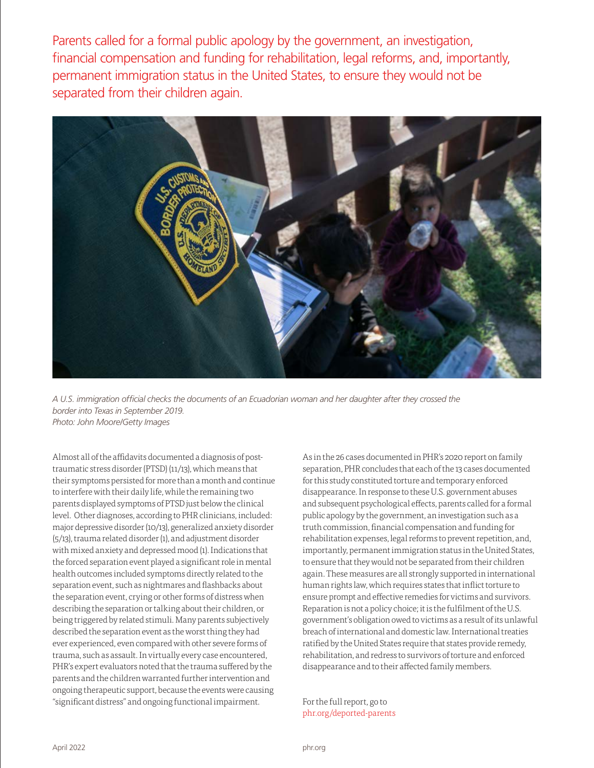Parents called for a formal public apology by the government, an investigation, financial compensation and funding for rehabilitation, legal reforms, and, importantly, permanent immigration status in the United States, to ensure they would not be separated from their children again.

*A U.S. immigration official checks the documents of an Ecuadorian woman and her daughter after they crossed the border into Texas in September 2019.*
*Photo: John Moore/Getty Images*

Almost all of the affidavits documented a diagnosis of post-traumatic stress disorder (PTSD) (11/13), which means that their symptoms persisted for more than a month and continue to interfere with their daily life, while the remaining two parents displayed symptoms of PTSD just below the clinical level. Other diagnoses, according to PHR clinicians, included: major depressive disorder (10/13), generalized anxiety disorder (5/13), trauma related disorder (1), and adjustment disorder with mixed anxiety and depressed mood (1). Indications that the forced separation event played a significant role in mental health outcomes included symptoms directly related to the separation event, such as nightmares and flashbacks about the separation event, crying or other forms of distress when describing the separation or talking about their children, or being triggered by related stimuli. Many parents subjectively described the separation event as the worst thing they had ever experienced, even compared with other severe forms of trauma, such as assault. In virtually every case encountered, PHR's expert evaluators noted that the trauma suffered by the parents and the children warranted further intervention and ongoing therapeutic support, because the events were causing "significant distress" and ongoing functional impairment.

As in the 26 cases documented in PHR's 2020 report on family separation, PHR concludes that each of the 13 cases documented for this study constituted torture and temporary enforced disappearance. In response to these U.S. government abuses and subsequent psychological effects, parents called for a formal public apology by the government, an investigation such as a truth commission, financial compensation and funding for rehabilitation expenses, legal reforms to prevent repetition, and, importantly, permanent immigration status in the United States, to ensure that they would not be separated from their children again. These measures are all strongly supported in international human rights law, which requires states that inflict torture to ensure prompt and effective remedies for victims and survivors. Reparation is not a policy choice; it is the fulfilment of the U.S. government's obligation owed to victims as a result of its unlawful breach of international and domestic law. International treaties ratified by the United States require that states provide remedy, rehabilitation, and redress to survivors of torture and enforced disappearance and to their affected family members.

For the full report, go to
phr.org/deported-parents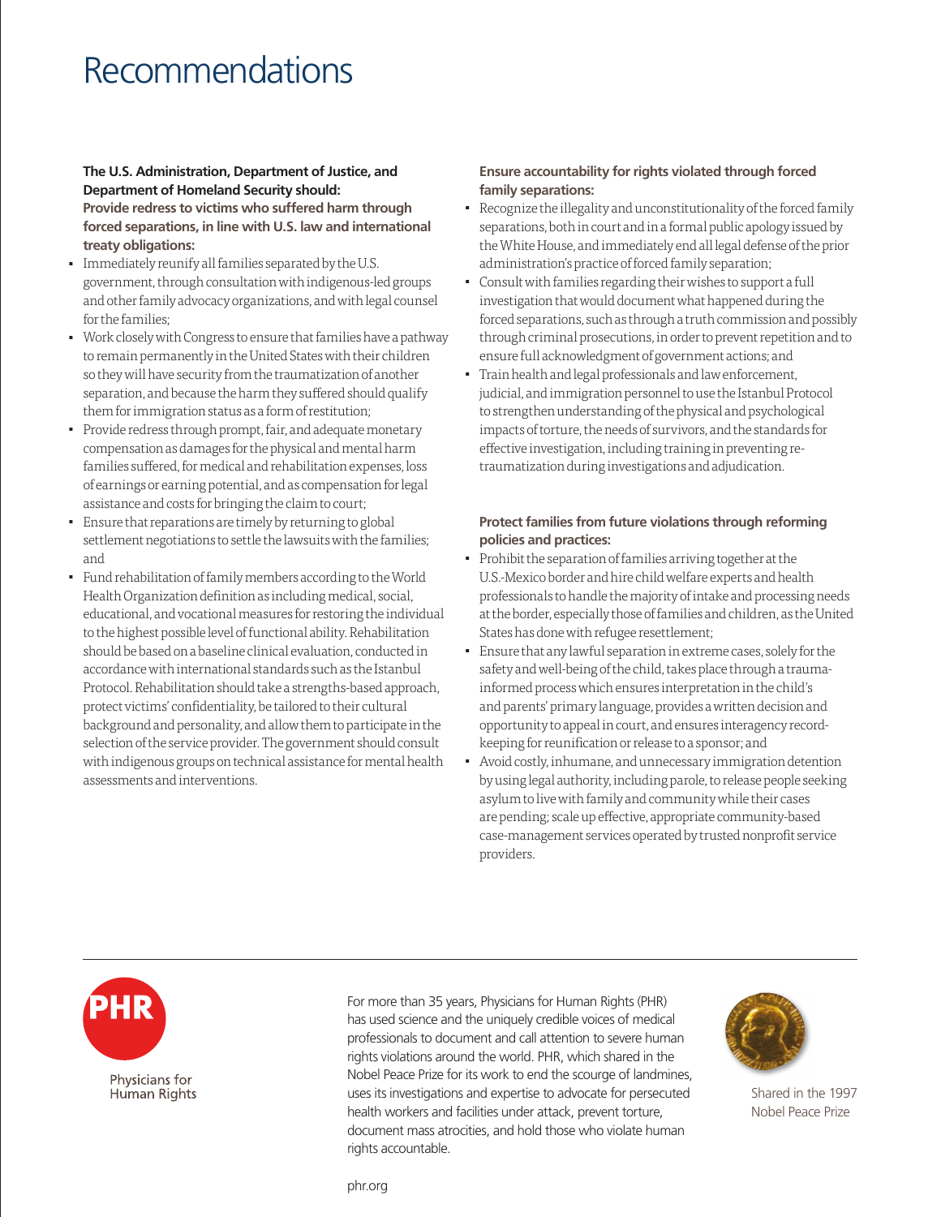# Recommendations

**The U.S. Administration, Department of Justice, and Department of Homeland Security should:**

**Provide redress to victims who suffered harm through forced separations, in line with U.S. law and international treaty obligations:**

- Immediately reunify all families separated by the U.S. government, through consultation with indigenous-led groups and other family advocacy organizations, and with legal counsel for the families;
- Work closely with Congress to ensure that families have a pathway to remain permanently in the United States with their children so they will have security from the traumatization of another separation, and because the harm they suffered should qualify them for immigration status as a form of restitution;
- Provide redress through prompt, fair, and adequate monetary compensation as damages for the physical and mental harm families suffered, for medical and rehabilitation expenses, loss of earnings or earning potential, and as compensation for legal assistance and costs for bringing the claim to court;
- Ensure that reparations are timely by returning to global settlement negotiations to settle the lawsuits with the families; and
- Fund rehabilitation of family members according to the World Health Organization definition as including medical, social, educational, and vocational measures for restoring the individual to the highest possible level of functional ability. Rehabilitation should be based on a baseline clinical evaluation, conducted in accordance with international standards such as the Istanbul Protocol. Rehabilitation should take a strengths-based approach, protect victims' confidentiality, be tailored to their cultural background and personality, and allow them to participate in the selection of the service provider. The government should consult with indigenous groups on technical assistance for mental health assessments and interventions.

**Ensure accountability for rights violated through forced family separations:**

- Recognize the illegality and unconstitutionality of the forced family separations, both in court and in a formal public apology issued by the White House, and immediately end all legal defense of the prior administration's practice of forced family separation;
- Consult with families regarding their wishes to support a full investigation that would document what happened during the forced separations, such as through a truth commission and possibly through criminal prosecutions, in order to prevent repetition and to ensure full acknowledgment of government actions; and
- Train health and legal professionals and law enforcement, judicial, and immigration personnel to use the Istanbul Protocol to strengthen understanding of the physical and psychological impacts of torture, the needs of survivors, and the standards for effective investigation, including training in preventing re-traumatization during investigations and adjudication.

**Protect families from future violations through reforming policies and practices:**

- Prohibit the separation of families arriving together at the U.S.-Mexico border and hire child welfare experts and health professionals to handle the majority of intake and processing needs at the border, especially those of families and children, as the United States has done with refugee resettlement;
- Ensure that any lawful separation in extreme cases, solely for the safety and well-being of the child, takes place through a trauma-informed process which ensures interpretation in the child's and parents' primary language, provides a written decision and opportunity to appeal in court, and ensures interagency record-keeping for reunification or release to a sponsor; and
- Avoid costly, inhumane, and unnecessary immigration detention by using legal authority, including parole, to release people seeking asylum to live with family and community while their cases are pending; scale up effective, appropriate community-based case-management services operated by trusted nonprofit service providers.

---

PHR

Physicians for Human Rights

For more than 35 years, Physicians for Human Rights (PHR) has used science and the uniquely credible voices of medical professionals to document and call attention to severe human rights violations around the world. PHR, which shared in the Nobel Peace Prize for its work to end the scourge of landmines, uses its investigations and expertise to advocate for persecuted health workers and facilities under attack, prevent torture, document mass atrocities, and hold those who violate human rights accountable.

Shared in the 1997 Nobel Peace Prize

phr.org